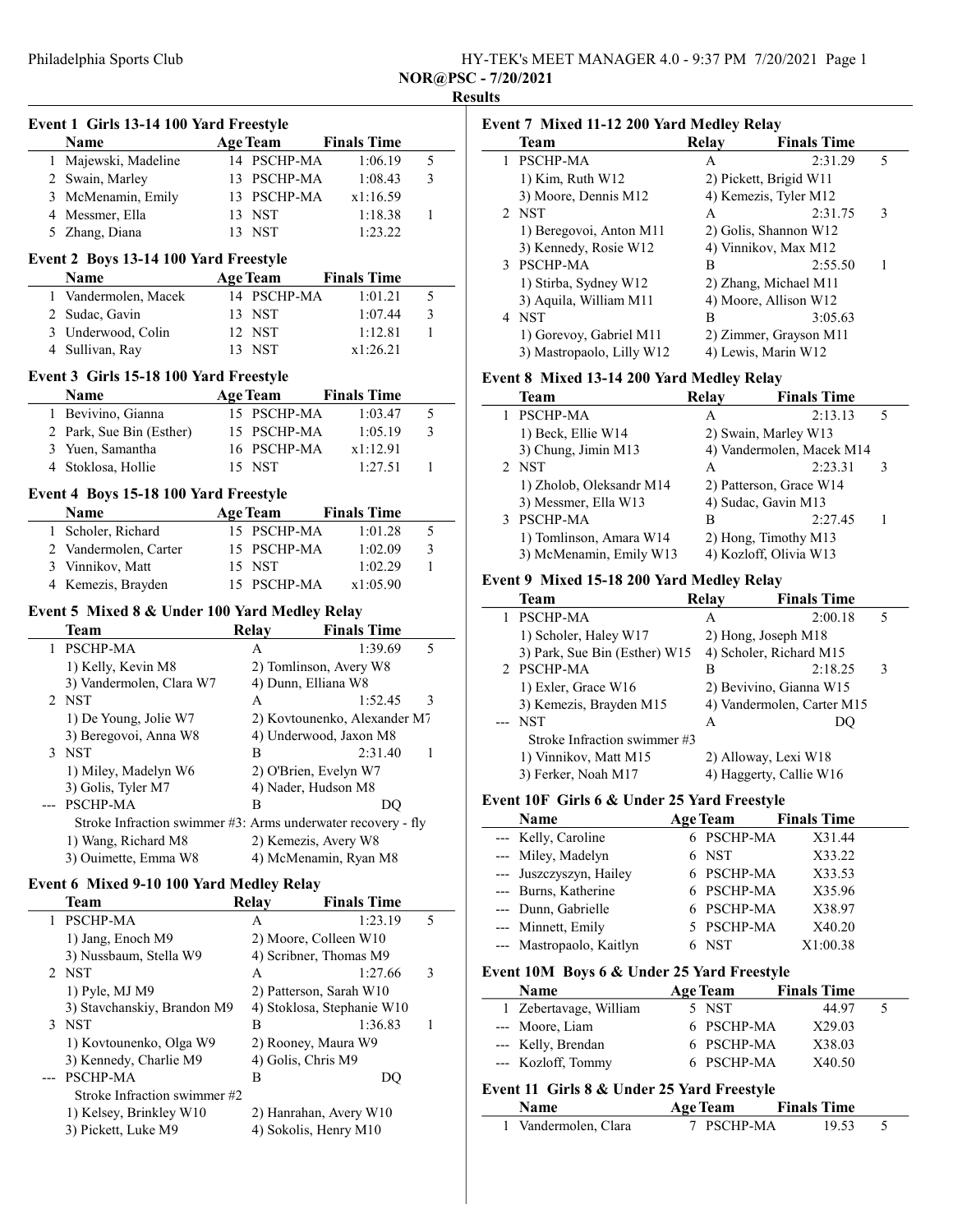NOR@PSC - 7/20/2021

Results

### Event 1 Girls 13-14 100 Yard Freestyle

| | Name | Age | Team | Finals Time | |
|---|---|---|---|---|---|
| 1 | Majewski, Madeline | 14 | PSCHP-MA | 1:06.19 | 5 |
| 2 | Swain, Marley | 13 | PSCHP-MA | 1:08.43 | 3 |
| 3 | McMenamin, Emily | 13 | PSCHP-MA | x1:16.59 | |
| 4 | Messmer, Ella | 13 | NST | 1:18.38 | 1 |
| 5 | Zhang, Diana | 13 | NST | 1:23.22 | |

### Event 2 Boys 13-14 100 Yard Freestyle

| | Name | Age | Team | Finals Time | |
|---|---|---|---|---|---|
| 1 | Vandermolen, Macek | 14 | PSCHP-MA | 1:01.21 | 5 |
| 2 | Sudac, Gavin | 13 | NST | 1:07.44 | 3 |
| 3 | Underwood, Colin | 12 | NST | 1:12.81 | 1 |
| 4 | Sullivan, Ray | 13 | NST | x1:26.21 | |

### Event 3 Girls 15-18 100 Yard Freestyle

| | Name | Age | Team | Finals Time | |
|---|---|---|---|---|---|
| 1 | Bevivino, Gianna | 15 | PSCHP-MA | 1:03.47 | 5 |
| 2 | Park, Sue Bin (Esther) | 15 | PSCHP-MA | 1:05.19 | 3 |
| 3 | Yuen, Samantha | 16 | PSCHP-MA | x1:12.91 | |
| 4 | Stoklosa, Hollie | 15 | NST | 1:27.51 | 1 |

### Event 4 Boys 15-18 100 Yard Freestyle

| | Name | Age | Team | Finals Time | |
|---|---|---|---|---|---|
| 1 | Scholer, Richard | 15 | PSCHP-MA | 1:01.28 | 5 |
| 2 | Vandermolen, Carter | 15 | PSCHP-MA | 1:02.09 | 3 |
| 3 | Vinnikov, Matt | 15 | NST | 1:02.29 | 1 |
| 4 | Kemezis, Brayden | 15 | PSCHP-MA | x1:05.90 | |

### Event 5 Mixed 8 & Under 100 Yard Medley Relay

| | Team | Relay | Finals Time | |
|---|---|---|---|---|
| 1 | PSCHP-MA | A | 1:39.69 | 5 |
| | 1) Kelly, Kevin M8 | 2) Tomlinson, Avery W8 | | |
| | 3) Vandermolen, Clara W7 | 4) Dunn, Elliana W8 | | |
| 2 | NST | A | 1:52.45 | 3 |
| | 1) De Young, Jolie W7 | 2) Kovtounenko, Alexander M7 | | |
| | 3) Beregovoi, Anna W8 | 4) Underwood, Jaxon M8 | | |
| 3 | NST | B | 2:31.40 | 1 |
| | 1) Miley, Madelyn W6 | 2) O'Brien, Evelyn W7 | | |
| | 3) Golis, Tyler M7 | 4) Nader, Hudson M8 | | |
| --- | PSCHP-MA | B | DQ | |
| | Stroke Infraction swimmer #3: Arms underwater recovery - fly | | | |
| | 1) Wang, Richard M8 | 2) Kemezis, Avery W8 | | |
| | 3) Ouimette, Emma W8 | 4) McMenamin, Ryan M8 | | |

### Event 6 Mixed 9-10 100 Yard Medley Relay

| | Team | Relay | Finals Time | |
|---|---|---|---|---|
| 1 | PSCHP-MA | A | 1:23.19 | 5 |
| | 1) Jang, Enoch M9 | 2) Moore, Colleen W10 | | |
| | 3) Nussbaum, Stella W9 | 4) Scribner, Thomas M9 | | |
| 2 | NST | A | 1:27.66 | 3 |
| | 1) Pyle, MJ M9 | 2) Patterson, Sarah W10 | | |
| | 3) Stavchanskiy, Brandon M9 | 4) Stoklosa, Stephanie W10 | | |
| 3 | NST | B | 1:36.83 | 1 |
| | 1) Kovtounenko, Olga W9 | 2) Rooney, Maura W9 | | |
| | 3) Kennedy, Charlie M9 | 4) Golis, Chris M9 | | |
| --- | PSCHP-MA | B | DQ | |
| | Stroke Infraction swimmer #2 | | | |
| | 1) Kelsey, Brinkley W10 | 2) Hanrahan, Avery W10 | | |
| | 3) Pickett, Luke M9 | 4) Sokolis, Henry M10 | | |

### Event 7 Mixed 11-12 200 Yard Medley Relay

| | Team | Relay | Finals Time | |
|---|---|---|---|---|
| 1 | PSCHP-MA | A | 2:31.29 | 5 |
| | 1) Kim, Ruth W12 | 2) Pickett, Brigid W11 | | |
| | 3) Moore, Dennis M12 | 4) Kemezis, Tyler M12 | | |
| 2 | NST | A | 2:31.75 | 3 |
| | 1) Beregovoi, Anton M11 | 2) Golis, Shannon W12 | | |
| | 3) Kennedy, Rosie W12 | 4) Vinnikov, Max M12 | | |
| 3 | PSCHP-MA | B | 2:55.50 | 1 |
| | 1) Stirba, Sydney W12 | 2) Zhang, Michael M11 | | |
| | 3) Aquila, William M11 | 4) Moore, Allison W12 | | |
| 4 | NST | B | 3:05.63 | |
| | 1) Gorevoy, Gabriel M11 | 2) Zimmer, Grayson M11 | | |
| | 3) Mastropaolo, Lilly W12 | 4) Lewis, Marin W12 | | |

### Event 8 Mixed 13-14 200 Yard Medley Relay

| | Team | Relay | Finals Time | |
|---|---|---|---|---|
| 1 | PSCHP-MA | A | 2:13.13 | 5 |
| | 1) Beck, Ellie W14 | 2) Swain, Marley W13 | | |
| | 3) Chung, Jimin M13 | 4) Vandermolen, Macek M14 | | |
| 2 | NST | A | 2:23.31 | 3 |
| | 1) Zholob, Oleksandr M14 | 2) Patterson, Grace W14 | | |
| | 3) Messmer, Ella W13 | 4) Sudac, Gavin M13 | | |
| 3 | PSCHP-MA | B | 2:27.45 | 1 |
| | 1) Tomlinson, Amara W14 | 2) Hong, Timothy M13 | | |
| | 3) McMenamin, Emily W13 | 4) Kozloff, Olivia W13 | | |

### Event 9 Mixed 15-18 200 Yard Medley Relay

| | Team | Relay | Finals Time | |
|---|---|---|---|---|
| 1 | PSCHP-MA | A | 2:00.18 | 5 |
| | 1) Scholer, Haley W17 | 2) Hong, Joseph M18 | | |
| | 3) Park, Sue Bin (Esther) W15 | 4) Scholer, Richard M15 | | |
| 2 | PSCHP-MA | B | 2:18.25 | 3 |
| | 1) Exler, Grace W16 | 2) Bevivino, Gianna W15 | | |
| | 3) Kemezis, Brayden M15 | 4) Vandermolen, Carter M15 | | |
| --- | NST | A | DQ | |
| | Stroke Infraction swimmer #3 | | | |
| | 1) Vinnikov, Matt M15 | 2) Alloway, Lexi W18 | | |
| | 3) Ferker, Noah M17 | 4) Haggerty, Callie W16 | | |

### Event 10F Girls 6 & Under 25 Yard Freestyle

| | Name | Age | Team | Finals Time | |
|---|---|---|---|---|---|
| --- | Kelly, Caroline | 6 | PSCHP-MA | X31.44 | |
| --- | Miley, Madelyn | 6 | NST | X33.22 | |
| --- | Juszczyszyn, Hailey | 6 | PSCHP-MA | X33.53 | |
| --- | Burns, Katherine | 6 | PSCHP-MA | X35.96 | |
| --- | Dunn, Gabrielle | 6 | PSCHP-MA | X38.97 | |
| --- | Minnett, Emily | 5 | PSCHP-MA | X40.20 | |
| --- | Mastropaolo, Kaitlyn | 6 | NST | X1:00.38 | |

### Event 10M Boys 6 & Under 25 Yard Freestyle

| | Name | Age | Team | Finals Time | |
|---|---|---|---|---|---|
| 1 | Zebertavage, William | 5 | NST | 44.97 | 5 |
| --- | Moore, Liam | 6 | PSCHP-MA | X29.03 | |
| --- | Kelly, Brendan | 6 | PSCHP-MA | X38.03 | |
| --- | Kozloff, Tommy | 6 | PSCHP-MA | X40.50 | |

### Event 11 Girls 8 & Under 25 Yard Freestyle

| | Name | Age | Team | Finals Time | |
|---|---|---|---|---|---|
| 1 | Vandermolen, Clara | 7 | PSCHP-MA | 19.53 | 5 |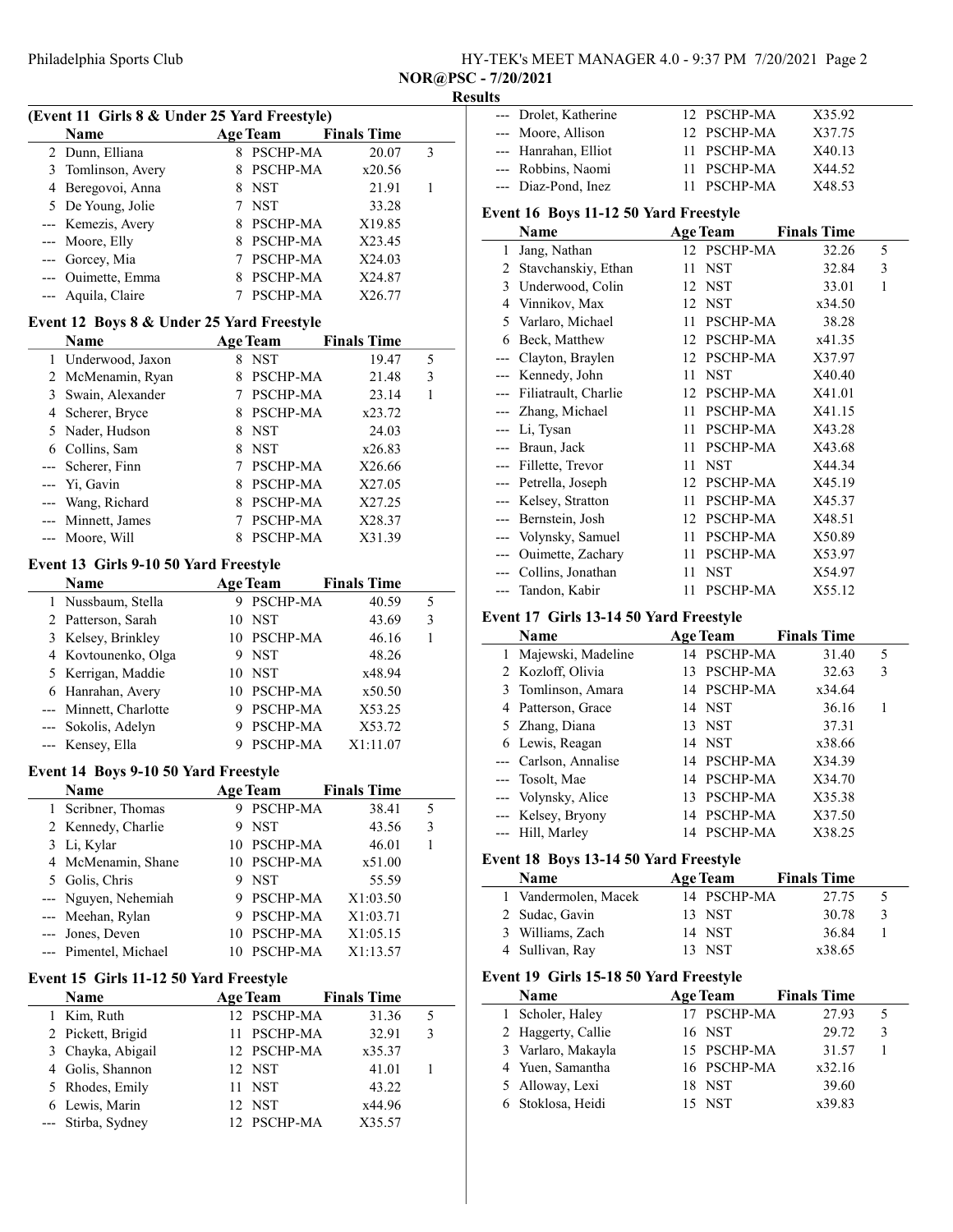## Results

### (Event 11 Girls 8 & Under 25 Yard Freestyle)

| | Name | Age | Team | Finals Time | |
|---|---|---|---|---|---|
| 2 | Dunn, Elliana | 8 | PSCHP-MA | 20.07 | 3 |
| 3 | Tomlinson, Avery | 8 | PSCHP-MA | x20.56 | |
| 4 | Beregovoi, Anna | 8 | NST | 21.91 | 1 |
| 5 | De Young, Jolie | 7 | NST | 33.28 | |
| --- | Kemezis, Avery | 8 | PSCHP-MA | X19.85 | |
| --- | Moore, Elly | 8 | PSCHP-MA | X23.45 | |
| --- | Gorcey, Mia | 7 | PSCHP-MA | X24.03 | |
| --- | Ouimette, Emma | 8 | PSCHP-MA | X24.87 | |
| --- | Aquila, Claire | 7 | PSCHP-MA | X26.77 | |

### Event 12 Boys 8 & Under 25 Yard Freestyle

| | Name | Age | Team | Finals Time | |
|---|---|---|---|---|---|
| 1 | Underwood, Jaxon | 8 | NST | 19.47 | 5 |
| 2 | McMenamin, Ryan | 8 | PSCHP-MA | 21.48 | 3 |
| 3 | Swain, Alexander | 7 | PSCHP-MA | 23.14 | 1 |
| 4 | Scherer, Bryce | 8 | PSCHP-MA | x23.72 | |
| 5 | Nader, Hudson | 8 | NST | 24.03 | |
| 6 | Collins, Sam | 8 | NST | x26.83 | |
| --- | Scherer, Finn | 7 | PSCHP-MA | X26.66 | |
| --- | Yi, Gavin | 8 | PSCHP-MA | X27.05 | |
| --- | Wang, Richard | 8 | PSCHP-MA | X27.25 | |
| --- | Minnett, James | 7 | PSCHP-MA | X28.37 | |
| --- | Moore, Will | 8 | PSCHP-MA | X31.39 | |

### Event 13 Girls 9-10 50 Yard Freestyle

| | Name | Age | Team | Finals Time | |
|---|---|---|---|---|---|
| 1 | Nussbaum, Stella | 9 | PSCHP-MA | 40.59 | 5 |
| 2 | Patterson, Sarah | 10 | NST | 43.69 | 3 |
| 3 | Kelsey, Brinkley | 10 | PSCHP-MA | 46.16 | 1 |
| 4 | Kovtounenko, Olga | 9 | NST | 48.26 | |
| 5 | Kerrigan, Maddie | 10 | NST | x48.94 | |
| 6 | Hanrahan, Avery | 10 | PSCHP-MA | x50.50 | |
| --- | Minnett, Charlotte | 9 | PSCHP-MA | X53.25 | |
| --- | Sokolis, Adelyn | 9 | PSCHP-MA | X53.72 | |
| --- | Kensey, Ella | 9 | PSCHP-MA | X1:11.07 | |

### Event 14 Boys 9-10 50 Yard Freestyle

| | Name | Age | Team | Finals Time | |
|---|---|---|---|---|---|
| 1 | Scribner, Thomas | 9 | PSCHP-MA | 38.41 | 5 |
| 2 | Kennedy, Charlie | 9 | NST | 43.56 | 3 |
| 3 | Li, Kylar | 10 | PSCHP-MA | 46.01 | 1 |
| 4 | McMenamin, Shane | 10 | PSCHP-MA | x51.00 | |
| 5 | Golis, Chris | 9 | NST | 55.59 | |
| --- | Nguyen, Nehemiah | 9 | PSCHP-MA | X1:03.50 | |
| --- | Meehan, Rylan | 9 | PSCHP-MA | X1:03.71 | |
| --- | Jones, Deven | 10 | PSCHP-MA | X1:05.15 | |
| --- | Pimentel, Michael | 10 | PSCHP-MA | X1:13.57 | |

### Event 15 Girls 11-12 50 Yard Freestyle

| | Name | Age | Team | Finals Time | |
|---|---|---|---|---|---|
| 1 | Kim, Ruth | 12 | PSCHP-MA | 31.36 | 5 |
| 2 | Pickett, Brigid | 11 | PSCHP-MA | 32.91 | 3 |
| 3 | Chayka, Abigail | 12 | PSCHP-MA | x35.37 | |
| 4 | Golis, Shannon | 12 | NST | 41.01 | 1 |
| 5 | Rhodes, Emily | 11 | NST | 43.22 | |
| 6 | Lewis, Marin | 12 | NST | x44.96 | |
| --- | Stirba, Sydney | 12 | PSCHP-MA | X35.57 | |
| --- | Drolet, Katherine | 12 | PSCHP-MA | X35.92 | |
| --- | Moore, Allison | 12 | PSCHP-MA | X37.75 | |
| --- | Hanrahan, Elliot | 11 | PSCHP-MA | X40.13 | |
| --- | Robbins, Naomi | 11 | PSCHP-MA | X44.52 | |
| --- | Diaz-Pond, Inez | 11 | PSCHP-MA | X48.53 | |

### Event 16 Boys 11-12 50 Yard Freestyle

| | Name | Age | Team | Finals Time | |
|---|---|---|---|---|---|
| 1 | Jang, Nathan | 12 | PSCHP-MA | 32.26 | 5 |
| 2 | Stavchanskiy, Ethan | 11 | NST | 32.84 | 3 |
| 3 | Underwood, Colin | 12 | NST | 33.01 | 1 |
| 4 | Vinnikov, Max | 12 | NST | x34.50 | |
| 5 | Varlaro, Michael | 11 | PSCHP-MA | 38.28 | |
| 6 | Beck, Matthew | 12 | PSCHP-MA | x41.35 | |
| --- | Clayton, Braylen | 12 | PSCHP-MA | X37.97 | |
| --- | Kennedy, John | 11 | NST | X40.40 | |
| --- | Filiatrault, Charlie | 12 | PSCHP-MA | X41.01 | |
| --- | Zhang, Michael | 11 | PSCHP-MA | X41.15 | |
| --- | Li, Tysan | 11 | PSCHP-MA | X43.28 | |
| --- | Braun, Jack | 11 | PSCHP-MA | X43.68 | |
| --- | Fillette, Trevor | 11 | NST | X44.34 | |
| --- | Petrella, Joseph | 12 | PSCHP-MA | X45.19 | |
| --- | Kelsey, Stratton | 11 | PSCHP-MA | X45.37 | |
| --- | Bernstein, Josh | 12 | PSCHP-MA | X48.51 | |
| --- | Volynsky, Samuel | 11 | PSCHP-MA | X50.89 | |
| --- | Ouimette, Zachary | 11 | PSCHP-MA | X53.97 | |
| --- | Collins, Jonathan | 11 | NST | X54.97 | |
| --- | Tandon, Kabir | 11 | PSCHP-MA | X55.12 | |

### Event 17 Girls 13-14 50 Yard Freestyle

| | Name | Age | Team | Finals Time | |
|---|---|---|---|---|---|
| 1 | Majewski, Madeline | 14 | PSCHP-MA | 31.40 | 5 |
| 2 | Kozloff, Olivia | 13 | PSCHP-MA | 32.63 | 3 |
| 3 | Tomlinson, Amara | 14 | PSCHP-MA | x34.64 | |
| 4 | Patterson, Grace | 14 | NST | 36.16 | 1 |
| 5 | Zhang, Diana | 13 | NST | 37.31 | |
| 6 | Lewis, Reagan | 14 | NST | x38.66 | |
| --- | Carlson, Annalise | 14 | PSCHP-MA | X34.39 | |
| --- | Tosolt, Mae | 14 | PSCHP-MA | X34.70 | |
| --- | Volynsky, Alice | 13 | PSCHP-MA | X35.38 | |
| --- | Kelsey, Bryony | 14 | PSCHP-MA | X37.50 | |
| --- | Hill, Marley | 14 | PSCHP-MA | X38.25 | |

### Event 18 Boys 13-14 50 Yard Freestyle

| | Name | Age | Team | Finals Time | |
|---|---|---|---|---|---|
| 1 | Vandermolen, Macek | 14 | PSCHP-MA | 27.75 | 5 |
| 2 | Sudac, Gavin | 13 | NST | 30.78 | 3 |
| 3 | Williams, Zach | 14 | NST | 36.84 | 1 |
| 4 | Sullivan, Ray | 13 | NST | x38.65 | |

### Event 19 Girls 15-18 50 Yard Freestyle

| | Name | Age | Team | Finals Time | |
|---|---|---|---|---|---|
| 1 | Scholer, Haley | 17 | PSCHP-MA | 27.93 | 5 |
| 2 | Haggerty, Callie | 16 | NST | 29.72 | 3 |
| 3 | Varlaro, Makayla | 15 | PSCHP-MA | 31.57 | 1 |
| 4 | Yuen, Samantha | 16 | PSCHP-MA | x32.16 | |
| 5 | Alloway, Lexi | 18 | NST | 39.60 | |
| 6 | Stoklosa, Heidi | 15 | NST | x39.83 | |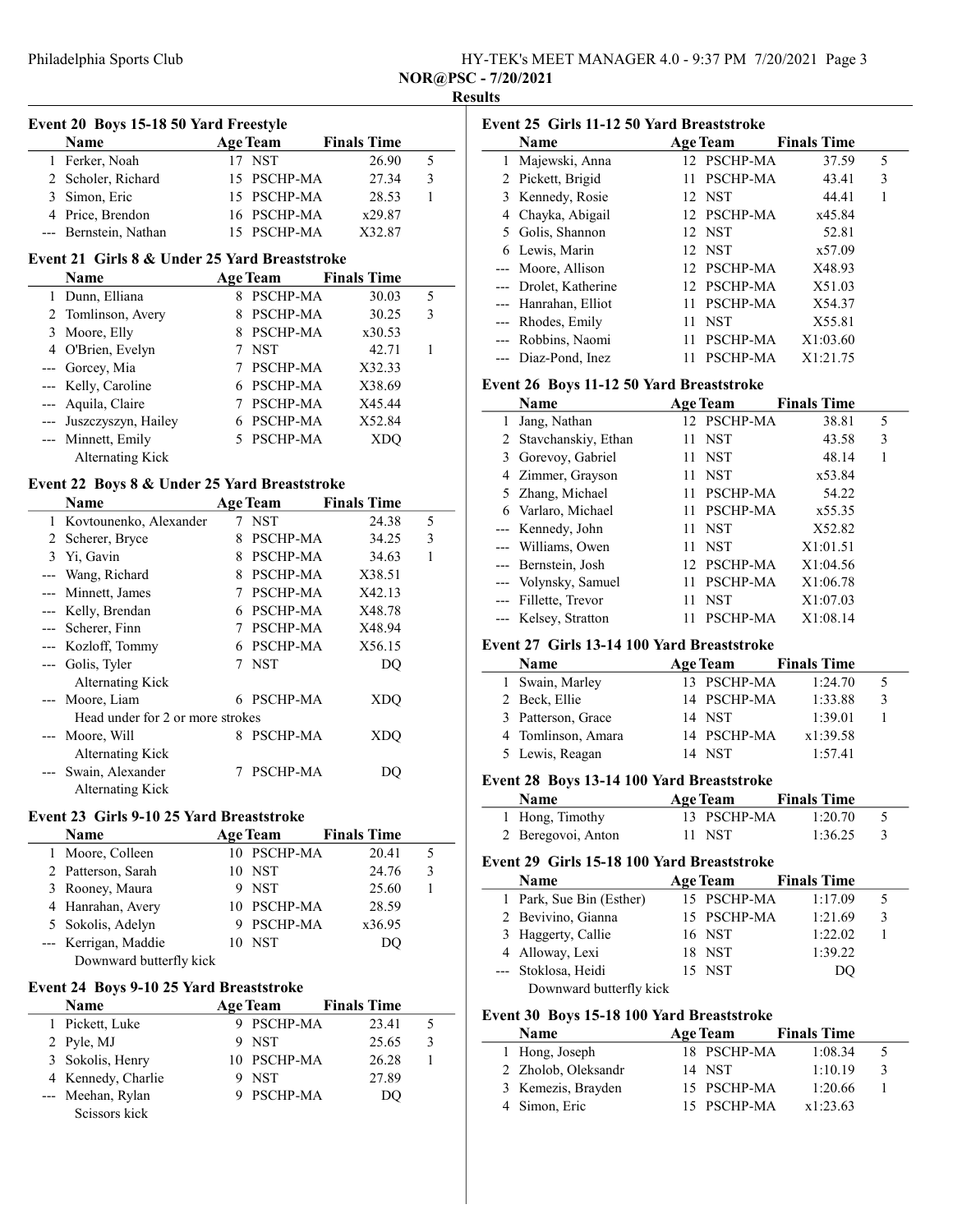## Results

### Event 20 Boys 15-18 50 Yard Freestyle

| | Name | Age | Team | Finals Time | |
|---|---|---|---|---|---|
| 1 | Ferker, Noah | 17 | NST | 26.90 | 5 |
| 2 | Scholer, Richard | 15 | PSCHP-MA | 27.34 | 3 |
| 3 | Simon, Eric | 15 | PSCHP-MA | 28.53 | 1 |
| 4 | Price, Brendon | 16 | PSCHP-MA | x29.87 | |
| --- | Bernstein, Nathan | 15 | PSCHP-MA | X32.87 | |

### Event 21 Girls 8 & Under 25 Yard Breaststroke

| | Name | Age | Team | Finals Time | |
|---|---|---|---|---|---|
| 1 | Dunn, Elliana | 8 | PSCHP-MA | 30.03 | 5 |
| 2 | Tomlinson, Avery | 8 | PSCHP-MA | 30.25 | 3 |
| 3 | Moore, Elly | 8 | PSCHP-MA | x30.53 | |
| 4 | O'Brien, Evelyn | 7 | NST | 42.71 | 1 |
| --- | Gorcey, Mia | 7 | PSCHP-MA | X32.33 | |
| --- | Kelly, Caroline | 6 | PSCHP-MA | X38.69 | |
| --- | Aquila, Claire | 7 | PSCHP-MA | X45.44 | |
| --- | Juszczyszyn, Hailey | 6 | PSCHP-MA | X52.84 | |
| --- | Minnett, Emily | 5 | PSCHP-MA | XDQ | |
| | Alternating Kick | | | | |

### Event 22 Boys 8 & Under 25 Yard Breaststroke

| | Name | Age | Team | Finals Time | |
|---|---|---|---|---|---|
| 1 | Kovtounenko, Alexander | 7 | NST | 24.38 | 5 |
| 2 | Scherer, Bryce | 8 | PSCHP-MA | 34.25 | 3 |
| 3 | Yi, Gavin | 8 | PSCHP-MA | 34.63 | 1 |
| --- | Wang, Richard | 8 | PSCHP-MA | X38.51 | |
| --- | Minnett, James | 7 | PSCHP-MA | X42.13 | |
| --- | Kelly, Brendan | 6 | PSCHP-MA | X48.78 | |
| --- | Scherer, Finn | 7 | PSCHP-MA | X48.94 | |
| --- | Kozloff, Tommy | 6 | PSCHP-MA | X56.15 | |
| --- | Golis, Tyler | 7 | NST | DQ | |
| | Alternating Kick | | | | |
| --- | Moore, Liam | 6 | PSCHP-MA | XDQ | |
| | Head under for 2 or more strokes | | | | |
| --- | Moore, Will | 8 | PSCHP-MA | XDQ | |
| | Alternating Kick | | | | |
| --- | Swain, Alexander | 7 | PSCHP-MA | DQ | |
| | Alternating Kick | | | | |

### Event 23 Girls 9-10 25 Yard Breaststroke

| | Name | Age | Team | Finals Time | |
|---|---|---|---|---|---|
| 1 | Moore, Colleen | 10 | PSCHP-MA | 20.41 | 5 |
| 2 | Patterson, Sarah | 10 | NST | 24.76 | 3 |
| 3 | Rooney, Maura | 9 | NST | 25.60 | 1 |
| 4 | Hanrahan, Avery | 10 | PSCHP-MA | 28.59 | |
| 5 | Sokolis, Adelyn | 9 | PSCHP-MA | x36.95 | |
| --- | Kerrigan, Maddie | 10 | NST | DQ | |
| | Downward butterfly kick | | | | |

### Event 24 Boys 9-10 25 Yard Breaststroke

| | Name | Age | Team | Finals Time | |
|---|---|---|---|---|---|
| 1 | Pickett, Luke | 9 | PSCHP-MA | 23.41 | 5 |
| 2 | Pyle, MJ | 9 | NST | 25.65 | 3 |
| 3 | Sokolis, Henry | 10 | PSCHP-MA | 26.28 | 1 |
| 4 | Kennedy, Charlie | 9 | NST | 27.89 | |
| --- | Meehan, Rylan | 9 | PSCHP-MA | DQ | |
| | Scissors kick | | | | |

### Event 25 Girls 11-12 50 Yard Breaststroke

| | Name | Age | Team | Finals Time | |
|---|---|---|---|---|---|
| 1 | Majewski, Anna | 12 | PSCHP-MA | 37.59 | 5 |
| 2 | Pickett, Brigid | 11 | PSCHP-MA | 43.41 | 3 |
| 3 | Kennedy, Rosie | 12 | NST | 44.41 | 1 |
| 4 | Chayka, Abigail | 12 | PSCHP-MA | x45.84 | |
| 5 | Golis, Shannon | 12 | NST | 52.81 | |
| 6 | Lewis, Marin | 12 | NST | x57.09 | |
| --- | Moore, Allison | 12 | PSCHP-MA | X48.93 | |
| --- | Drolet, Katherine | 12 | PSCHP-MA | X51.03 | |
| --- | Hanrahan, Elliot | 11 | PSCHP-MA | X54.37 | |
| --- | Rhodes, Emily | 11 | NST | X55.81 | |
| --- | Robbins, Naomi | 11 | PSCHP-MA | X1:03.60 | |
| --- | Diaz-Pond, Inez | 11 | PSCHP-MA | X1:21.75 | |

### Event 26 Boys 11-12 50 Yard Breaststroke

| | Name | Age | Team | Finals Time | |
|---|---|---|---|---|---|
| 1 | Jang, Nathan | 12 | PSCHP-MA | 38.81 | 5 |
| 2 | Stavchanskiy, Ethan | 11 | NST | 43.58 | 3 |
| 3 | Gorevoy, Gabriel | 11 | NST | 48.14 | 1 |
| 4 | Zimmer, Grayson | 11 | NST | x53.84 | |
| 5 | Zhang, Michael | 11 | PSCHP-MA | 54.22 | |
| 6 | Varlaro, Michael | 11 | PSCHP-MA | x55.35 | |
| --- | Kennedy, John | 11 | NST | X52.82 | |
| --- | Williams, Owen | 11 | NST | X1:01.51 | |
| --- | Bernstein, Josh | 12 | PSCHP-MA | X1:04.56 | |
| --- | Volynsky, Samuel | 11 | PSCHP-MA | X1:06.78 | |
| --- | Fillette, Trevor | 11 | NST | X1:07.03 | |
| --- | Kelsey, Stratton | 11 | PSCHP-MA | X1:08.14 | |

### Event 27 Girls 13-14 100 Yard Breaststroke

| | Name | Age | Team | Finals Time | |
|---|---|---|---|---|---|
| 1 | Swain, Marley | 13 | PSCHP-MA | 1:24.70 | 5 |
| 2 | Beck, Ellie | 14 | PSCHP-MA | 1:33.88 | 3 |
| 3 | Patterson, Grace | 14 | NST | 1:39.01 | 1 |
| 4 | Tomlinson, Amara | 14 | PSCHP-MA | x1:39.58 | |
| 5 | Lewis, Reagan | 14 | NST | 1:57.41 | |

### Event 28 Boys 13-14 100 Yard Breaststroke

| | Name | Age | Team | Finals Time | |
|---|---|---|---|---|---|
| 1 | Hong, Timothy | 13 | PSCHP-MA | 1:20.70 | 5 |
| 2 | Beregovoi, Anton | 11 | NST | 1:36.25 | 3 |

### Event 29 Girls 15-18 100 Yard Breaststroke

| | Name | Age | Team | Finals Time | |
|---|---|---|---|---|---|
| 1 | Park, Sue Bin (Esther) | 15 | PSCHP-MA | 1:17.09 | 5 |
| 2 | Bevivino, Gianna | 15 | PSCHP-MA | 1:21.69 | 3 |
| 3 | Haggerty, Callie | 16 | NST | 1:22.02 | 1 |
| 4 | Alloway, Lexi | 18 | NST | 1:39.22 | |
| --- | Stoklosa, Heidi | 15 | NST | DQ | |
| | Downward butterfly kick | | | | |

### Event 30 Boys 15-18 100 Yard Breaststroke

| | Name | Age | Team | Finals Time | |
|---|---|---|---|---|---|
| 1 | Hong, Joseph | 18 | PSCHP-MA | 1:08.34 | 5 |
| 2 | Zholob, Oleksandr | 14 | NST | 1:10.19 | 3 |
| 3 | Kemezis, Brayden | 15 | PSCHP-MA | 1:20.66 | 1 |
| 4 | Simon, Eric | 15 | PSCHP-MA | x1:23.63 | |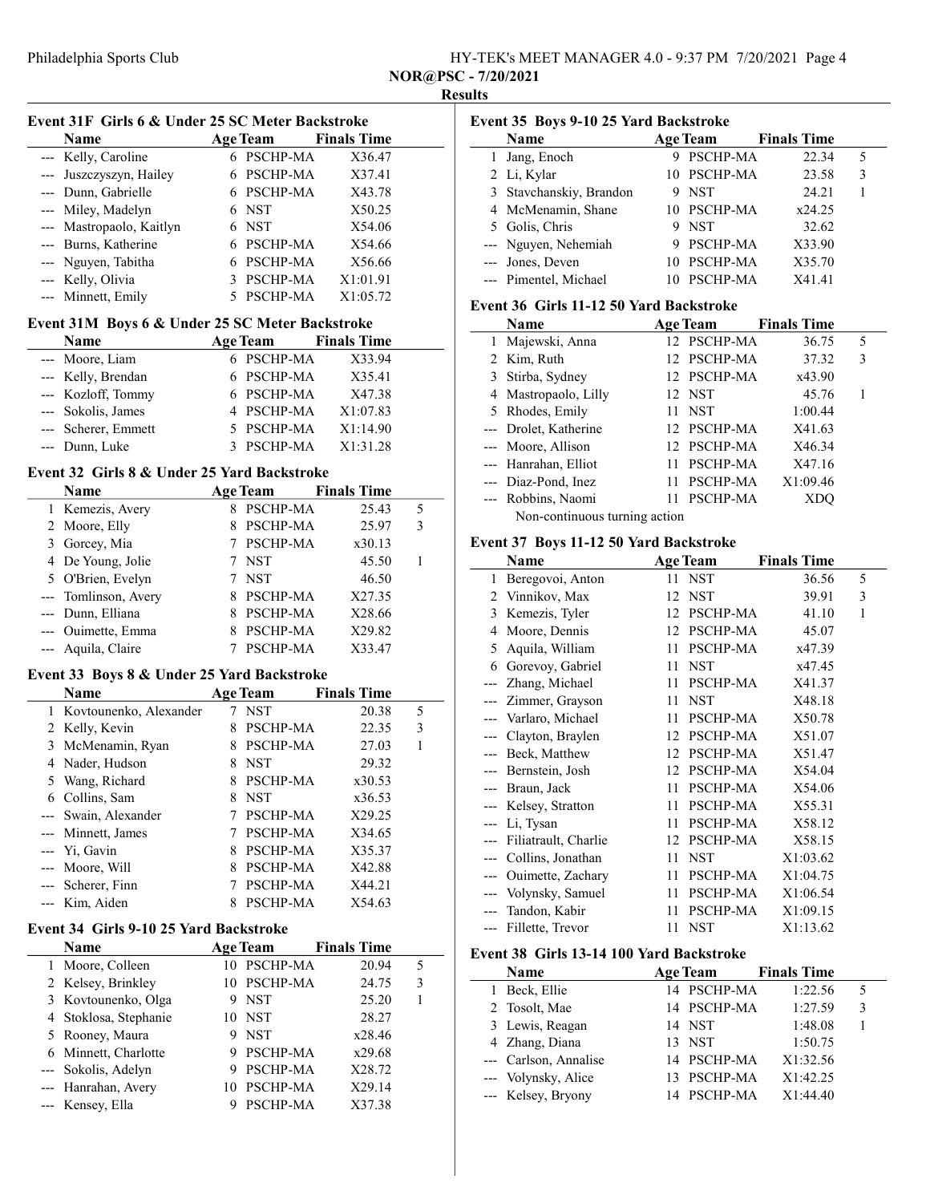## Philadelphia Sports Club

HY-TEK's MEET MANAGER 4.0 - 9:37 PM 7/20/2021

**NOR@PSC - 7/20/2021**

**Results**

### Event 31F Girls 6 & Under 25 SC Meter Backstroke

| | Name | Age | Team | Finals Time | |
|---|---|---|---|---|---|
| --- | Kelly, Caroline | 6 | PSCHP-MA | X36.47 | |
| --- | Juszczyszyn, Hailey | 6 | PSCHP-MA | X37.41 | |
| --- | Dunn, Gabrielle | 6 | PSCHP-MA | X43.78 | |
| --- | Miley, Madelyn | 6 | NST | X50.25 | |
| --- | Mastropaolo, Kaitlyn | 6 | NST | X54.06 | |
| --- | Burns, Katherine | 6 | PSCHP-MA | X54.66 | |
| --- | Nguyen, Tabitha | 6 | PSCHP-MA | X56.66 | |
| --- | Kelly, Olivia | 3 | PSCHP-MA | X1:01.91 | |
| --- | Minnett, Emily | 5 | PSCHP-MA | X1:05.72 | |

### Event 31M Boys 6 & Under 25 SC Meter Backstroke

| | Name | Age | Team | Finals Time | |
|---|---|---|---|---|---|
| --- | Moore, Liam | 6 | PSCHP-MA | X33.94 | |
| --- | Kelly, Brendan | 6 | PSCHP-MA | X35.41 | |
| --- | Kozloff, Tommy | 6 | PSCHP-MA | X47.38 | |
| --- | Sokolis, James | 4 | PSCHP-MA | X1:07.83 | |
| --- | Scherer, Emmett | 5 | PSCHP-MA | X1:14.90 | |
| --- | Dunn, Luke | 3 | PSCHP-MA | X1:31.28 | |

### Event 32 Girls 8 & Under 25 Yard Backstroke

| | Name | Age | Team | Finals Time | |
|---|---|---|---|---|---|
| 1 | Kemezis, Avery | 8 | PSCHP-MA | 25.43 | 5 |
| 2 | Moore, Elly | 8 | PSCHP-MA | 25.97 | 3 |
| 3 | Gorcey, Mia | 7 | PSCHP-MA | x30.13 | |
| 4 | De Young, Jolie | 7 | NST | 45.50 | 1 |
| 5 | O'Brien, Evelyn | 7 | NST | 46.50 | |
| --- | Tomlinson, Avery | 8 | PSCHP-MA | X27.35 | |
| --- | Dunn, Elliana | 8 | PSCHP-MA | X28.66 | |
| --- | Ouimette, Emma | 8 | PSCHP-MA | X29.82 | |
| --- | Aquila, Claire | 7 | PSCHP-MA | X33.47 | |

### Event 33 Boys 8 & Under 25 Yard Backstroke

| | Name | Age | Team | Finals Time | |
|---|---|---|---|---|---|
| 1 | Kovtounenko, Alexander | 7 | NST | 20.38 | 5 |
| 2 | Kelly, Kevin | 8 | PSCHP-MA | 22.35 | 3 |
| 3 | McMenamin, Ryan | 8 | PSCHP-MA | 27.03 | 1 |
| 4 | Nader, Hudson | 8 | NST | 29.32 | |
| 5 | Wang, Richard | 8 | PSCHP-MA | x30.53 | |
| 6 | Collins, Sam | 8 | NST | x36.53 | |
| --- | Swain, Alexander | 7 | PSCHP-MA | X29.25 | |
| --- | Minnett, James | 7 | PSCHP-MA | X34.65 | |
| --- | Yi, Gavin | 8 | PSCHP-MA | X35.37 | |
| --- | Moore, Will | 8 | PSCHP-MA | X42.88 | |
| --- | Scherer, Finn | 7 | PSCHP-MA | X44.21 | |
| --- | Kim, Aiden | 8 | PSCHP-MA | X54.63 | |

### Event 34 Girls 9-10 25 Yard Backstroke

| | Name | Age | Team | Finals Time | |
|---|---|---|---|---|---|
| 1 | Moore, Colleen | 10 | PSCHP-MA | 20.94 | 5 |
| 2 | Kelsey, Brinkley | 10 | PSCHP-MA | 24.75 | 3 |
| 3 | Kovtounenko, Olga | 9 | NST | 25.20 | 1 |
| 4 | Stoklosa, Stephanie | 10 | NST | 28.27 | |
| 5 | Rooney, Maura | 9 | NST | x28.46 | |
| 6 | Minnett, Charlotte | 9 | PSCHP-MA | x29.68 | |
| --- | Sokolis, Adelyn | 9 | PSCHP-MA | X28.72 | |
| --- | Hanrahan, Avery | 10 | PSCHP-MA | X29.14 | |
| --- | Kensey, Ella | 9 | PSCHP-MA | X37.38 | |

### Event 35 Boys 9-10 25 Yard Backstroke

| | Name | Age | Team | Finals Time | |
|---|---|---|---|---|---|
| 1 | Jang, Enoch | 9 | PSCHP-MA | 22.34 | 5 |
| 2 | Li, Kylar | 10 | PSCHP-MA | 23.58 | 3 |
| 3 | Stavchanskiy, Brandon | 9 | NST | 24.21 | 1 |
| 4 | McMenamin, Shane | 10 | PSCHP-MA | x24.25 | |
| 5 | Golis, Chris | 9 | NST | 32.62 | |
| --- | Nguyen, Nehemiah | 9 | PSCHP-MA | X33.90 | |
| --- | Jones, Deven | 10 | PSCHP-MA | X35.70 | |
| --- | Pimentel, Michael | 10 | PSCHP-MA | X41.41 | |

### Event 36 Girls 11-12 50 Yard Backstroke

| | Name | Age | Team | Finals Time | |
|---|---|---|---|---|---|
| 1 | Majewski, Anna | 12 | PSCHP-MA | 36.75 | 5 |
| 2 | Kim, Ruth | 12 | PSCHP-MA | 37.32 | 3 |
| 3 | Stirba, Sydney | 12 | PSCHP-MA | x43.90 | |
| 4 | Mastropaolo, Lilly | 12 | NST | 45.76 | 1 |
| 5 | Rhodes, Emily | 11 | NST | 1:00.44 | |
| --- | Drolet, Katherine | 12 | PSCHP-MA | X41.63 | |
| --- | Moore, Allison | 12 | PSCHP-MA | X46.34 | |
| --- | Hanrahan, Elliot | 11 | PSCHP-MA | X47.16 | |
| --- | Diaz-Pond, Inez | 11 | PSCHP-MA | X1:09.46 | |
| --- | Robbins, Naomi | 11 | PSCHP-MA | XDQ | |

Non-continuous turning action

### Event 37 Boys 11-12 50 Yard Backstroke

| | Name | Age | Team | Finals Time | |
|---|---|---|---|---|---|
| 1 | Beregovoi, Anton | 11 | NST | 36.56 | 5 |
| 2 | Vinnikov, Max | 12 | NST | 39.91 | 3 |
| 3 | Kemezis, Tyler | 12 | PSCHP-MA | 41.10 | 1 |
| 4 | Moore, Dennis | 12 | PSCHP-MA | 45.07 | |
| 5 | Aquila, William | 11 | PSCHP-MA | x47.39 | |
| 6 | Gorevoy, Gabriel | 11 | NST | x47.45 | |
| --- | Zhang, Michael | 11 | PSCHP-MA | X41.37 | |
| --- | Zimmer, Grayson | 11 | NST | X48.18 | |
| --- | Varlaro, Michael | 11 | PSCHP-MA | X50.78 | |
| --- | Clayton, Braylen | 12 | PSCHP-MA | X51.07 | |
| --- | Beck, Matthew | 12 | PSCHP-MA | X51.47 | |
| --- | Bernstein, Josh | 12 | PSCHP-MA | X54.04 | |
| --- | Braun, Jack | 11 | PSCHP-MA | X54.06 | |
| --- | Kelsey, Stratton | 11 | PSCHP-MA | X55.31 | |
| --- | Li, Tysan | 11 | PSCHP-MA | X58.12 | |
| --- | Filiatrault, Charlie | 12 | PSCHP-MA | X58.15 | |
| --- | Collins, Jonathan | 11 | NST | X1:03.62 | |
| --- | Ouimette, Zachary | 11 | PSCHP-MA | X1:04.75 | |
| --- | Volynsky, Samuel | 11 | PSCHP-MA | X1:06.54 | |
| --- | Tandon, Kabir | 11 | PSCHP-MA | X1:09.15 | |
| --- | Fillette, Trevor | 11 | NST | X1:13.62 | |

### Event 38 Girls 13-14 100 Yard Backstroke

| | Name | Age | Team | Finals Time | |
|---|---|---|---|---|---|
| 1 | Beck, Ellie | 14 | PSCHP-MA | 1:22.56 | 5 |
| 2 | Tosolt, Mae | 14 | PSCHP-MA | 1:27.59 | 3 |
| 3 | Lewis, Reagan | 14 | NST | 1:48.08 | 1 |
| 4 | Zhang, Diana | 13 | NST | 1:50.75 | |
| --- | Carlson, Annalise | 14 | PSCHP-MA | X1:32.56 | |
| --- | Volynsky, Alice | 13 | PSCHP-MA | X1:42.25 | |
| --- | Kelsey, Bryony | 14 | PSCHP-MA | X1:44.40 | |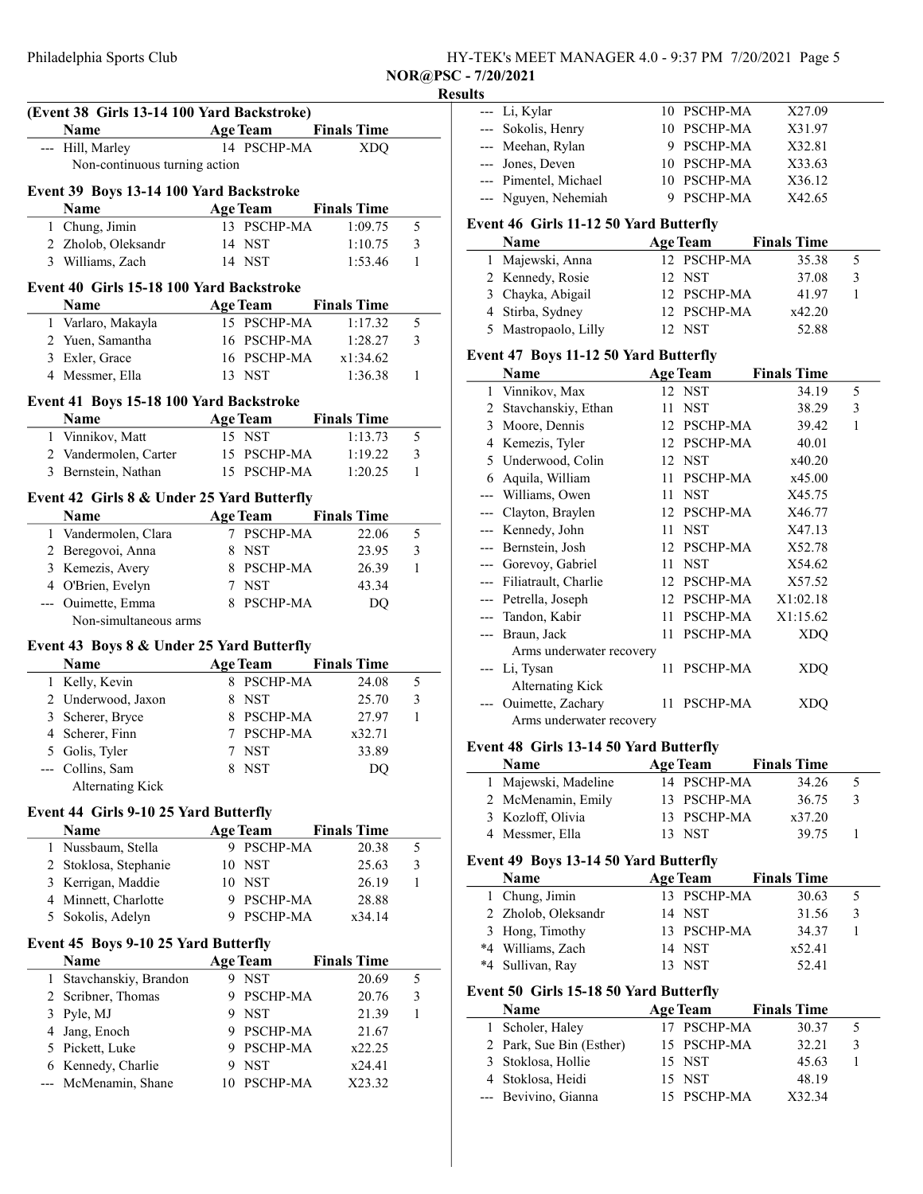## Results

### (Event 38 Girls 13-14 100 Yard Backstroke)

| | Name | Age | Team | Finals Time | |
|---|---|---|---|---|---|
| --- | Hill, Marley | 14 | PSCHP-MA | XDQ | |
| | Non-continuous turning action | | | | |

### Event 39 Boys 13-14 100 Yard Backstroke

| | Name | Age | Team | Finals Time | |
|---|---|---|---|---|---|
| 1 | Chung, Jimin | 13 | PSCHP-MA | 1:09.75 | 5 |
| 2 | Zholob, Oleksandr | 14 | NST | 1:10.75 | 3 |
| 3 | Williams, Zach | 14 | NST | 1:53.46 | 1 |

### Event 40 Girls 15-18 100 Yard Backstroke

| | Name | Age | Team | Finals Time | |
|---|---|---|---|---|---|
| 1 | Varlaro, Makayla | 15 | PSCHP-MA | 1:17.32 | 5 |
| 2 | Yuen, Samantha | 16 | PSCHP-MA | 1:28.27 | 3 |
| 3 | Exler, Grace | 16 | PSCHP-MA | x1:34.62 | |
| 4 | Messmer, Ella | 13 | NST | 1:36.38 | 1 |

### Event 41 Boys 15-18 100 Yard Backstroke

| | Name | Age | Team | Finals Time | |
|---|---|---|---|---|---|
| 1 | Vinnikov, Matt | 15 | NST | 1:13.73 | 5 |
| 2 | Vandermolen, Carter | 15 | PSCHP-MA | 1:19.22 | 3 |
| 3 | Bernstein, Nathan | 15 | PSCHP-MA | 1:20.25 | 1 |

### Event 42 Girls 8 & Under 25 Yard Butterfly

| | Name | Age | Team | Finals Time | |
|---|---|---|---|---|---|
| 1 | Vandermolen, Clara | 7 | PSCHP-MA | 22.06 | 5 |
| 2 | Beregovoi, Anna | 8 | NST | 23.95 | 3 |
| 3 | Kemezis, Avery | 8 | PSCHP-MA | 26.39 | 1 |
| 4 | O'Brien, Evelyn | 7 | NST | 43.34 | |
| --- | Ouimette, Emma | 8 | PSCHP-MA | DQ | |
| | Non-simultaneous arms | | | | |

### Event 43 Boys 8 & Under 25 Yard Butterfly

| | Name | Age | Team | Finals Time | |
|---|---|---|---|---|---|
| 1 | Kelly, Kevin | 8 | PSCHP-MA | 24.08 | 5 |
| 2 | Underwood, Jaxon | 8 | NST | 25.70 | 3 |
| 3 | Scherer, Bryce | 8 | PSCHP-MA | 27.97 | 1 |
| 4 | Scherer, Finn | 7 | PSCHP-MA | x32.71 | |
| 5 | Golis, Tyler | 7 | NST | 33.89 | |
| --- | Collins, Sam | 8 | NST | DQ | |
| | Alternating Kick | | | | |

### Event 44 Girls 9-10 25 Yard Butterfly

| | Name | Age | Team | Finals Time | |
|---|---|---|---|---|---|
| 1 | Nussbaum, Stella | 9 | PSCHP-MA | 20.38 | 5 |
| 2 | Stoklosa, Stephanie | 10 | NST | 25.63 | 3 |
| 3 | Kerrigan, Maddie | 10 | NST | 26.19 | 1 |
| 4 | Minnett, Charlotte | 9 | PSCHP-MA | 28.88 | |
| 5 | Sokolis, Adelyn | 9 | PSCHP-MA | x34.14 | |

### Event 45 Boys 9-10 25 Yard Butterfly

| | Name | Age | Team | Finals Time | |
|---|---|---|---|---|---|
| 1 | Stavchanskiy, Brandon | 9 | NST | 20.69 | 5 |
| 2 | Scribner, Thomas | 9 | PSCHP-MA | 20.76 | 3 |
| 3 | Pyle, MJ | 9 | NST | 21.39 | 1 |
| 4 | Jang, Enoch | 9 | PSCHP-MA | 21.67 | |
| 5 | Pickett, Luke | 9 | PSCHP-MA | x22.25 | |
| 6 | Kennedy, Charlie | 9 | NST | x24.41 | |
| --- | McMenamin, Shane | 10 | PSCHP-MA | X23.32 | |
| --- | Li, Kylar | 10 | PSCHP-MA | X27.09 | |
| --- | Sokolis, Henry | 10 | PSCHP-MA | X31.97 | |
| --- | Meehan, Rylan | 9 | PSCHP-MA | X32.81 | |
| --- | Jones, Deven | 10 | PSCHP-MA | X33.63 | |
| --- | Pimentel, Michael | 10 | PSCHP-MA | X36.12 | |
| --- | Nguyen, Nehemiah | 9 | PSCHP-MA | X42.65 | |

### Event 46 Girls 11-12 50 Yard Butterfly

| | Name | Age | Team | Finals Time | |
|---|---|---|---|---|---|
| 1 | Majewski, Anna | 12 | PSCHP-MA | 35.38 | 5 |
| 2 | Kennedy, Rosie | 12 | NST | 37.08 | 3 |
| 3 | Chayka, Abigail | 12 | PSCHP-MA | 41.97 | 1 |
| 4 | Stirba, Sydney | 12 | PSCHP-MA | x42.20 | |
| 5 | Mastropaolo, Lilly | 12 | NST | 52.88 | |

### Event 47 Boys 11-12 50 Yard Butterfly

| | Name | Age | Team | Finals Time | |
|---|---|---|---|---|---|
| 1 | Vinnikov, Max | 12 | NST | 34.19 | 5 |
| 2 | Stavchanskiy, Ethan | 11 | NST | 38.29 | 3 |
| 3 | Moore, Dennis | 12 | PSCHP-MA | 39.42 | 1 |
| 4 | Kemezis, Tyler | 12 | PSCHP-MA | 40.01 | |
| 5 | Underwood, Colin | 12 | NST | x40.20 | |
| 6 | Aquila, William | 11 | PSCHP-MA | x45.00 | |
| --- | Williams, Owen | 11 | NST | X45.75 | |
| --- | Clayton, Braylen | 12 | PSCHP-MA | X46.77 | |
| --- | Kennedy, John | 11 | NST | X47.13 | |
| --- | Bernstein, Josh | 12 | PSCHP-MA | X52.78 | |
| --- | Gorevoy, Gabriel | 11 | NST | X54.62 | |
| --- | Filiatrault, Charlie | 12 | PSCHP-MA | X57.52 | |
| --- | Petrella, Joseph | 12 | PSCHP-MA | X1:02.18 | |
| --- | Tandon, Kabir | 11 | PSCHP-MA | X1:15.62 | |
| --- | Braun, Jack | 11 | PSCHP-MA | XDQ | |
| | Arms underwater recovery | | | | |
| --- | Li, Tysan | 11 | PSCHP-MA | XDQ | |
| | Alternating Kick | | | | |
| --- | Ouimette, Zachary | 11 | PSCHP-MA | XDQ | |
| | Arms underwater recovery | | | | |

### Event 48 Girls 13-14 50 Yard Butterfly

| | Name | Age | Team | Finals Time | |
|---|---|---|---|---|---|
| 1 | Majewski, Madeline | 14 | PSCHP-MA | 34.26 | 5 |
| 2 | McMenamin, Emily | 13 | PSCHP-MA | 36.75 | 3 |
| 3 | Kozloff, Olivia | 13 | PSCHP-MA | x37.20 | |
| 4 | Messmer, Ella | 13 | NST | 39.75 | 1 |

### Event 49 Boys 13-14 50 Yard Butterfly

| | Name | Age | Team | Finals Time | |
|---|---|---|---|---|---|
| 1 | Chung, Jimin | 13 | PSCHP-MA | 30.63 | 5 |
| 2 | Zholob, Oleksandr | 14 | NST | 31.56 | 3 |
| 3 | Hong, Timothy | 13 | PSCHP-MA | 34.37 | 1 |
| *4 | Williams, Zach | 14 | NST | x52.41 | |
| *4 | Sullivan, Ray | 13 | NST | 52.41 | |

### Event 50 Girls 15-18 50 Yard Butterfly

| | Name | Age | Team | Finals Time | |
|---|---|---|---|---|---|
| 1 | Scholer, Haley | 17 | PSCHP-MA | 30.37 | 5 |
| 2 | Park, Sue Bin (Esther) | 15 | PSCHP-MA | 32.21 | 3 |
| 3 | Stoklosa, Hollie | 15 | NST | 45.63 | 1 |
| 4 | Stoklosa, Heidi | 15 | NST | 48.19 | |
| --- | Bevivino, Gianna | 15 | PSCHP-MA | X32.34 | |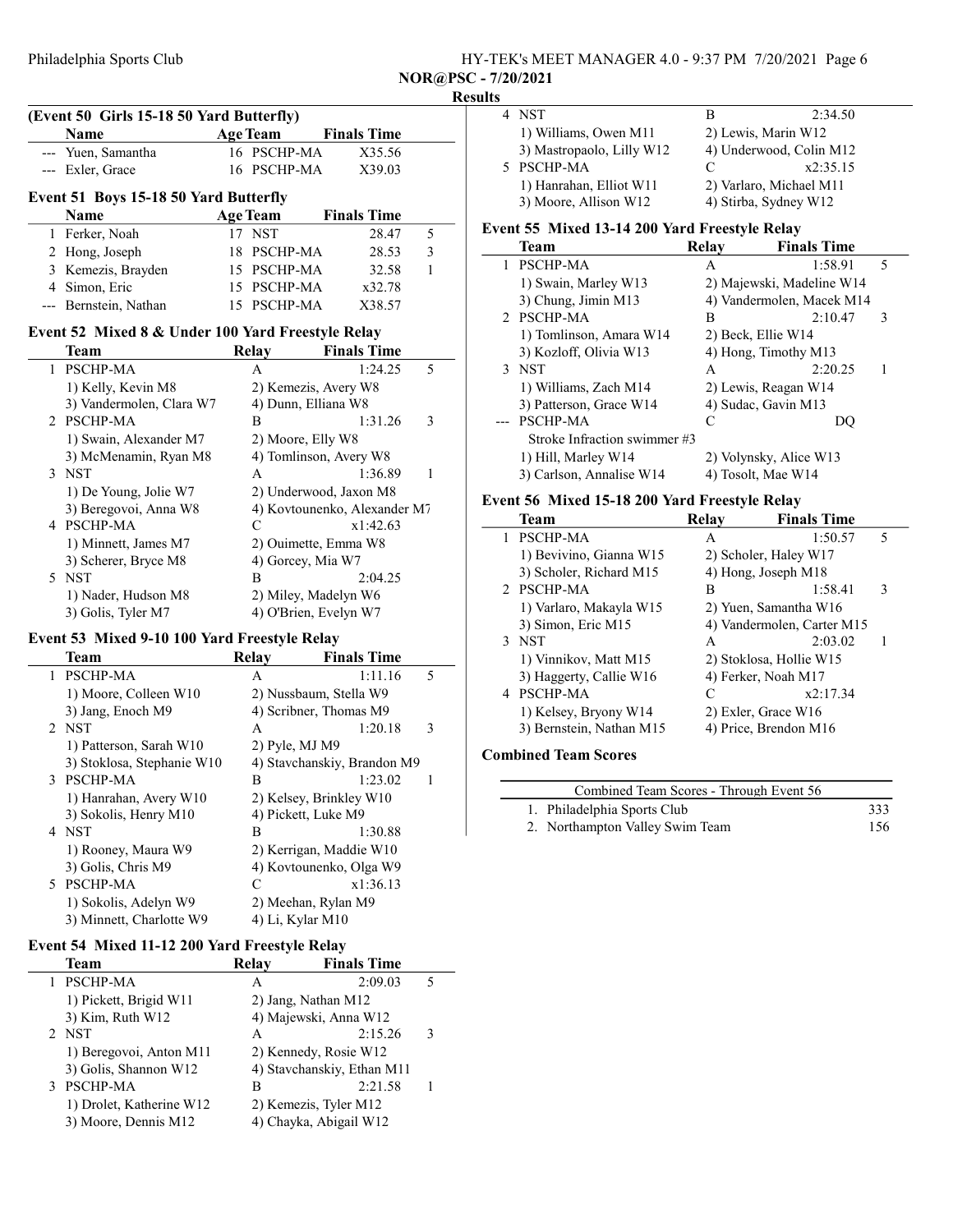## (Event 50 Girls 15-18 50 Yard Butterfly)

| | Name | Age | Team | Finals Time | |
|---|---|---|---|---|---|
| --- | Yuen, Samantha | 16 | PSCHP-MA | X35.56 | |
| --- | Exler, Grace | 16 | PSCHP-MA | X39.03 | |

## Event 51 Boys 15-18 50 Yard Butterfly

| | Name | Age | Team | Finals Time | |
|---|---|---|---|---|---|
| 1 | Ferker, Noah | 17 | NST | 28.47 | 5 |
| 2 | Hong, Joseph | 18 | PSCHP-MA | 28.53 | 3 |
| 3 | Kemezis, Brayden | 15 | PSCHP-MA | 32.58 | 1 |
| 4 | Simon, Eric | 15 | PSCHP-MA | x32.78 | |
| --- | Bernstein, Nathan | 15 | PSCHP-MA | X38.57 | |

## Event 52 Mixed 8 & Under 100 Yard Freestyle Relay

| | Team | Relay | Finals Time | |
|---|---|---|---|---|
| 1 | PSCHP-MA | A | 1:24.25 | 5 |
| | 1) Kelly, Kevin M8 | 2) Kemezis, Avery W8 | | |
| | 3) Vandermolen, Clara W7 | 4) Dunn, Elliana W8 | | |
| 2 | PSCHP-MA | B | 1:31.26 | 3 |
| | 1) Swain, Alexander M7 | 2) Moore, Elly W8 | | |
| | 3) McMenamin, Ryan M8 | 4) Tomlinson, Avery W8 | | |
| 3 | NST | A | 1:36.89 | 1 |
| | 1) De Young, Jolie W7 | 2) Underwood, Jaxon M8 | | |
| | 3) Beregovoi, Anna W8 | 4) Kovtounenko, Alexander M7 | | |
| 4 | PSCHP-MA | C | x1:42.63 | |
| | 1) Minnett, James M7 | 2) Ouimette, Emma W8 | | |
| | 3) Scherer, Bryce M8 | 4) Gorcey, Mia W7 | | |
| 5 | NST | B | 2:04.25 | |
| | 1) Nader, Hudson M8 | 2) Miley, Madelyn W6 | | |
| | 3) Golis, Tyler M7 | 4) O'Brien, Evelyn W7 | | |

## Event 53 Mixed 9-10 100 Yard Freestyle Relay

| | Team | Relay | Finals Time | |
|---|---|---|---|---|
| 1 | PSCHP-MA | A | 1:11.16 | 5 |
| | 1) Moore, Colleen W10 | 2) Nussbaum, Stella W9 | | |
| | 3) Jang, Enoch M9 | 4) Scribner, Thomas M9 | | |
| 2 | NST | A | 1:20.18 | 3 |
| | 1) Patterson, Sarah W10 | 2) Pyle, MJ M9 | | |
| | 3) Stoklosa, Stephanie W10 | 4) Stavchanskiy, Brandon M9 | | |
| 3 | PSCHP-MA | B | 1:23.02 | 1 |
| | 1) Hanrahan, Avery W10 | 2) Kelsey, Brinkley W10 | | |
| | 3) Sokolis, Henry M10 | 4) Pickett, Luke M9 | | |
| 4 | NST | B | 1:30.88 | |
| | 1) Rooney, Maura W9 | 2) Kerrigan, Maddie W10 | | |
| | 3) Golis, Chris M9 | 4) Kovtounenko, Olga W9 | | |
| 5 | PSCHP-MA | C | x1:36.13 | |
| | 1) Sokolis, Adelyn W9 | 2) Meehan, Rylan M9 | | |
| | 3) Minnett, Charlotte W9 | 4) Li, Kylar M10 | | |

## Event 54 Mixed 11-12 200 Yard Freestyle Relay

| | Team | Relay | Finals Time | |
|---|---|---|---|---|
| 1 | PSCHP-MA | A | 2:09.03 | 5 |
| | 1) Pickett, Brigid W11 | 2) Jang, Nathan M12 | | |
| | 3) Kim, Ruth W12 | 4) Majewski, Anna W12 | | |
| 2 | NST | A | 2:15.26 | 3 |
| | 1) Beregovoi, Anton M11 | 2) Kennedy, Rosie W12 | | |
| | 3) Golis, Shannon W12 | 4) Stavchanskiy, Ethan M11 | | |
| 3 | PSCHP-MA | B | 2:21.58 | 1 |
| | 1) Drolet, Katherine W12 | 2) Kemezis, Tyler M12 | | |
| | 3) Moore, Dennis M12 | 4) Chayka, Abigail W12 | | |
| 4 | NST | B | 2:34.50 | |
| | 1) Williams, Owen M11 | 2) Lewis, Marin W12 | | |
| | 3) Mastropaolo, Lilly W12 | 4) Underwood, Colin M12 | | |
| 5 | PSCHP-MA | C | x2:35.15 | |
| | 1) Hanrahan, Elliot W11 | 2) Varlaro, Michael M11 | | |
| | 3) Moore, Allison W12 | 4) Stirba, Sydney W12 | | |

## Event 55 Mixed 13-14 200 Yard Freestyle Relay

| | Team | Relay | Finals Time | |
|---|---|---|---|---|
| 1 | PSCHP-MA | A | 1:58.91 | 5 |
| | 1) Swain, Marley W13 | 2) Majewski, Madeline W14 | | |
| | 3) Chung, Jimin M13 | 4) Vandermolen, Macek M14 | | |
| 2 | PSCHP-MA | B | 2:10.47 | 3 |
| | 1) Tomlinson, Amara W14 | 2) Beck, Ellie W14 | | |
| | 3) Kozloff, Olivia W13 | 4) Hong, Timothy M13 | | |
| 3 | NST | A | 2:20.25 | 1 |
| | 1) Williams, Zach M14 | 2) Lewis, Reagan W14 | | |
| | 3) Patterson, Grace W14 | 4) Sudac, Gavin M13 | | |
| --- | PSCHP-MA | C | DQ | |
| | Stroke Infraction swimmer #3 | | | |
| | 1) Hill, Marley W14 | 2) Volynsky, Alice W13 | | |
| | 3) Carlson, Annalise W14 | 4) Tosolt, Mae W14 | | |

## Event 56 Mixed 15-18 200 Yard Freestyle Relay

| | Team | Relay | Finals Time | |
|---|---|---|---|---|
| 1 | PSCHP-MA | A | 1:50.57 | 5 |
| | 1) Bevivino, Gianna W15 | 2) Scholer, Haley W17 | | |
| | 3) Scholer, Richard M15 | 4) Hong, Joseph M18 | | |
| 2 | PSCHP-MA | B | 1:58.41 | 3 |
| | 1) Varlaro, Makayla W15 | 2) Yuen, Samantha W16 | | |
| | 3) Simon, Eric M15 | 4) Vandermolen, Carter M15 | | |
| 3 | NST | A | 2:03.02 | 1 |
| | 1) Vinnikov, Matt M15 | 2) Stoklosa, Hollie W15 | | |
| | 3) Haggerty, Callie W16 | 4) Ferker, Noah M17 | | |
| 4 | PSCHP-MA | C | x2:17.34 | |
| | 1) Kelsey, Bryony W14 | 2) Exler, Grace W16 | | |
| | 3) Bernstein, Nathan M15 | 4) Price, Brendon M16 | | |

## Combined Team Scores

| Combined Team Scores - Through Event 56 | |
|---|---|
| 1. Philadelphia Sports Club | 333 |
| 2. Northampton Valley Swim Team | 156 |